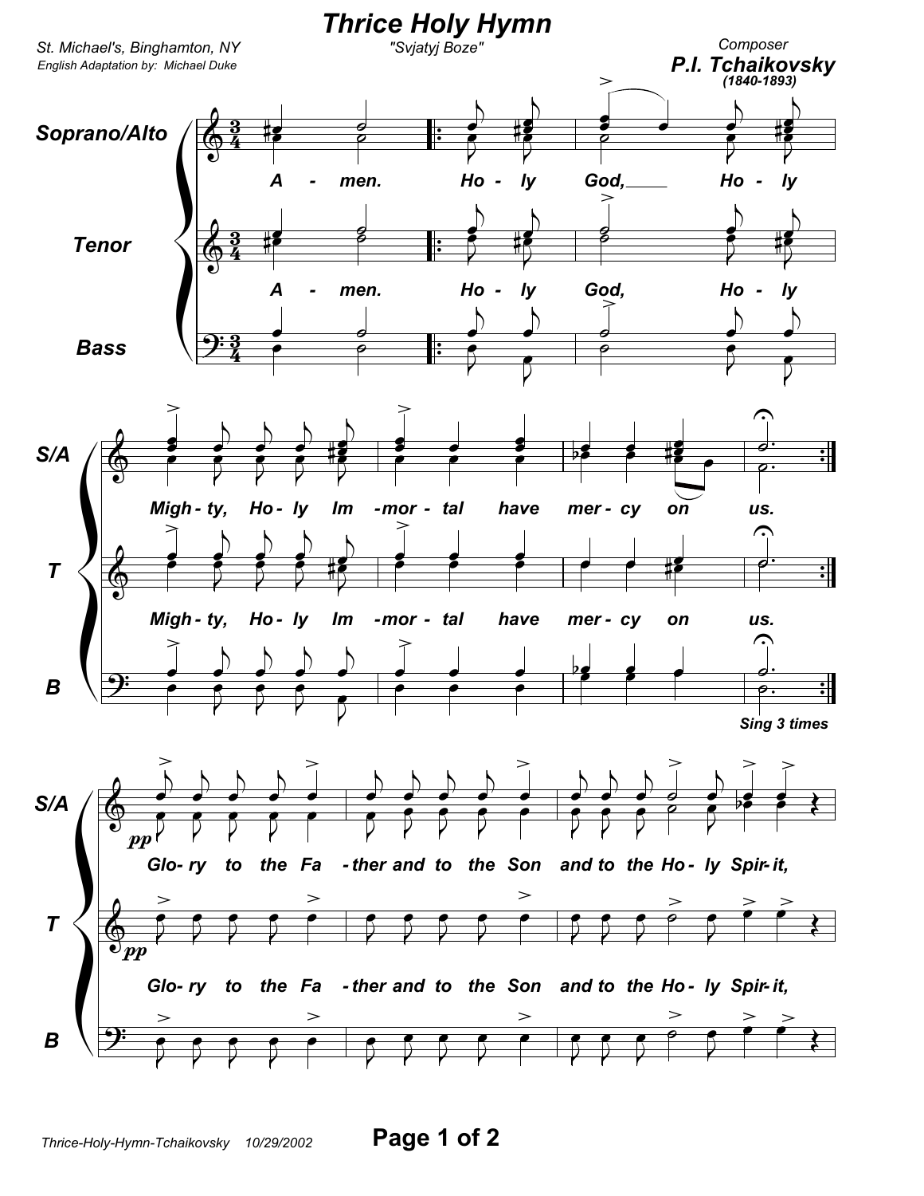# Thrice Holy Hymn

"Svjatyj Boze"

St. Michael's, Binghamton, NY

English Adaptation by: Michael Duke

Composer

**P.I. Tchaikovsky**

(1840-1893)

**Soprano/Alto**

**Tenor**

**Bass**

A - men. Ho - ly God, Ho - ly

Migh - ty, Ho - ly Im - mor - tal have mer - cy on us.

*Sing 3 times*

Glo - ry to the Fa - ther and to the Son and to the Ho - ly Spir - it,

Thrice-Holy-Hymn-Tchaikovsky 10/29/2002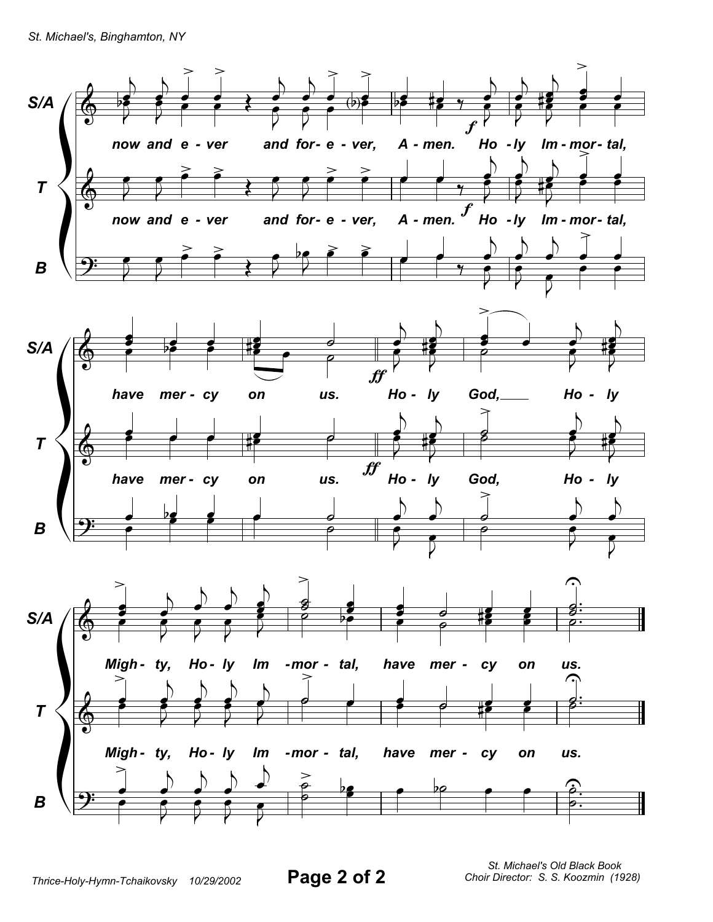S/A

now and e - ver and for- e - ver, A - men. Ho - ly Im - mor- tal,

T

now and e - ver and for- e - ver, A - men. Ho - ly Im - mor- tal,

B

S/A

have mer - cy on us. Ho - ly God, Ho - ly

T

have mer - cy on us. Ho - ly God, Ho - ly

B

S/A

Migh - ty, Ho - ly Im -mor - tal, have mer - cy on us.

T

Migh - ty, Ho - ly Im -mor - tal, have mer - cy on us.

B

Thrice-Holy-Hymn-Tchaikovsky 10/29/2002

St. Michael's Old Black Book
Choir Director: S. S. Koozmin (1928)